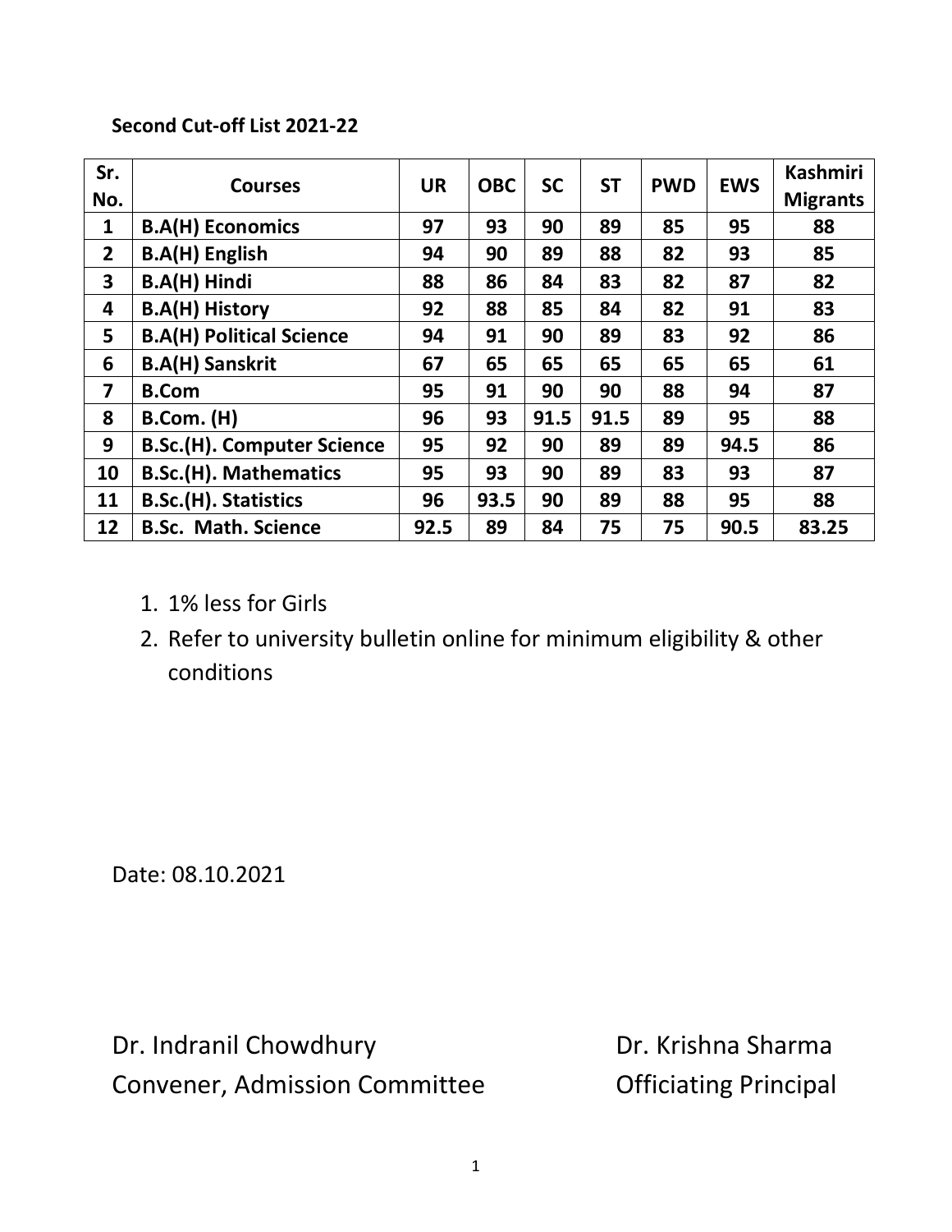**Second Cut-off List 2021-22**

| Sr. No. | Courses | UR | OBC | SC | ST | PWD | EWS | Kashmiri Migrants |
|---|---|---|---|---|---|---|---|---|
| 1 | B.A(H) Economics | 97 | 93 | 90 | 89 | 85 | 95 | 88 |
| 2 | B.A(H) English | 94 | 90 | 89 | 88 | 82 | 93 | 85 |
| 3 | B.A(H) Hindi | 88 | 86 | 84 | 83 | 82 | 87 | 82 |
| 4 | B.A(H) History | 92 | 88 | 85 | 84 | 82 | 91 | 83 |
| 5 | B.A(H) Political Science | 94 | 91 | 90 | 89 | 83 | 92 | 86 |
| 6 | B.A(H) Sanskrit | 67 | 65 | 65 | 65 | 65 | 65 | 61 |
| 7 | B.Com | 95 | 91 | 90 | 90 | 88 | 94 | 87 |
| 8 | B.Com. (H) | 96 | 93 | 91.5 | 91.5 | 89 | 95 | 88 |
| 9 | B.Sc.(H). Computer Science | 95 | 92 | 90 | 89 | 89 | 94.5 | 86 |
| 10 | B.Sc.(H). Mathematics | 95 | 93 | 90 | 89 | 83 | 93 | 87 |
| 11 | B.Sc.(H). Statistics | 96 | 93.5 | 90 | 89 | 88 | 95 | 88 |
| 12 | B.Sc. Math. Science | 92.5 | 89 | 84 | 75 | 75 | 90.5 | 83.25 |

1. 1% less for Girls
2. Refer to university bulletin online for minimum eligibility & other conditions

Date: 08.10.2021

Dr. Indranil Chowdhury
Convener, Admission Committee

Dr. Krishna Sharma
Officiating Principal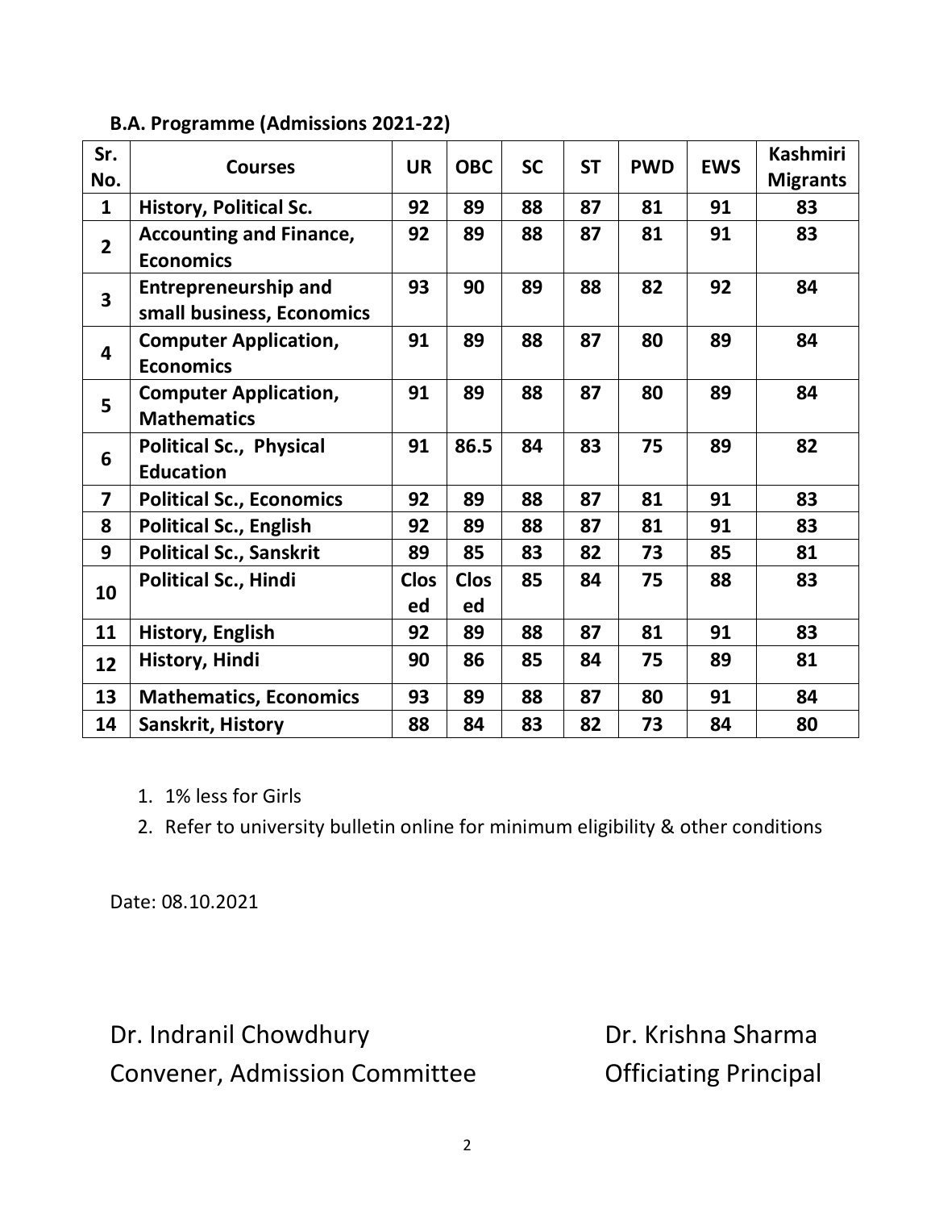**B.A. Programme (Admissions 2021-22)**

| Sr. No. | Courses | UR | OBC | SC | ST | PWD | EWS | Kashmiri Migrants |
|---|---|---|---|---|---|---|---|---|
| 1 | History, Political Sc. | 92 | 89 | 88 | 87 | 81 | 91 | 83 |
| 2 | Accounting and Finance, Economics | 92 | 89 | 88 | 87 | 81 | 91 | 83 |
| 3 | Entrepreneurship and small business, Economics | 93 | 90 | 89 | 88 | 82 | 92 | 84 |
| 4 | Computer Application, Economics | 91 | 89 | 88 | 87 | 80 | 89 | 84 |
| 5 | Computer Application, Mathematics | 91 | 89 | 88 | 87 | 80 | 89 | 84 |
| 6 | Political Sc., Physical Education | 91 | 86.5 | 84 | 83 | 75 | 89 | 82 |
| 7 | Political Sc., Economics | 92 | 89 | 88 | 87 | 81 | 91 | 83 |
| 8 | Political Sc., English | 92 | 89 | 88 | 87 | 81 | 91 | 83 |
| 9 | Political Sc., Sanskrit | 89 | 85 | 83 | 82 | 73 | 85 | 81 |
| 10 | Political Sc., Hindi | Closed | Closed | 85 | 84 | 75 | 88 | 83 |
| 11 | History, English | 92 | 89 | 88 | 87 | 81 | 91 | 83 |
| 12 | History, Hindi | 90 | 86 | 85 | 84 | 75 | 89 | 81 |
| 13 | Mathematics, Economics | 93 | 89 | 88 | 87 | 80 | 91 | 84 |
| 14 | Sanskrit, History | 88 | 84 | 83 | 82 | 73 | 84 | 80 |

1. 1% less for Girls
2. Refer to university bulletin online for minimum eligibility & other conditions

Date: 08.10.2021

Dr. Indranil Chowdhury
Convener, Admission Committee

Dr. Krishna Sharma
Officiating Principal